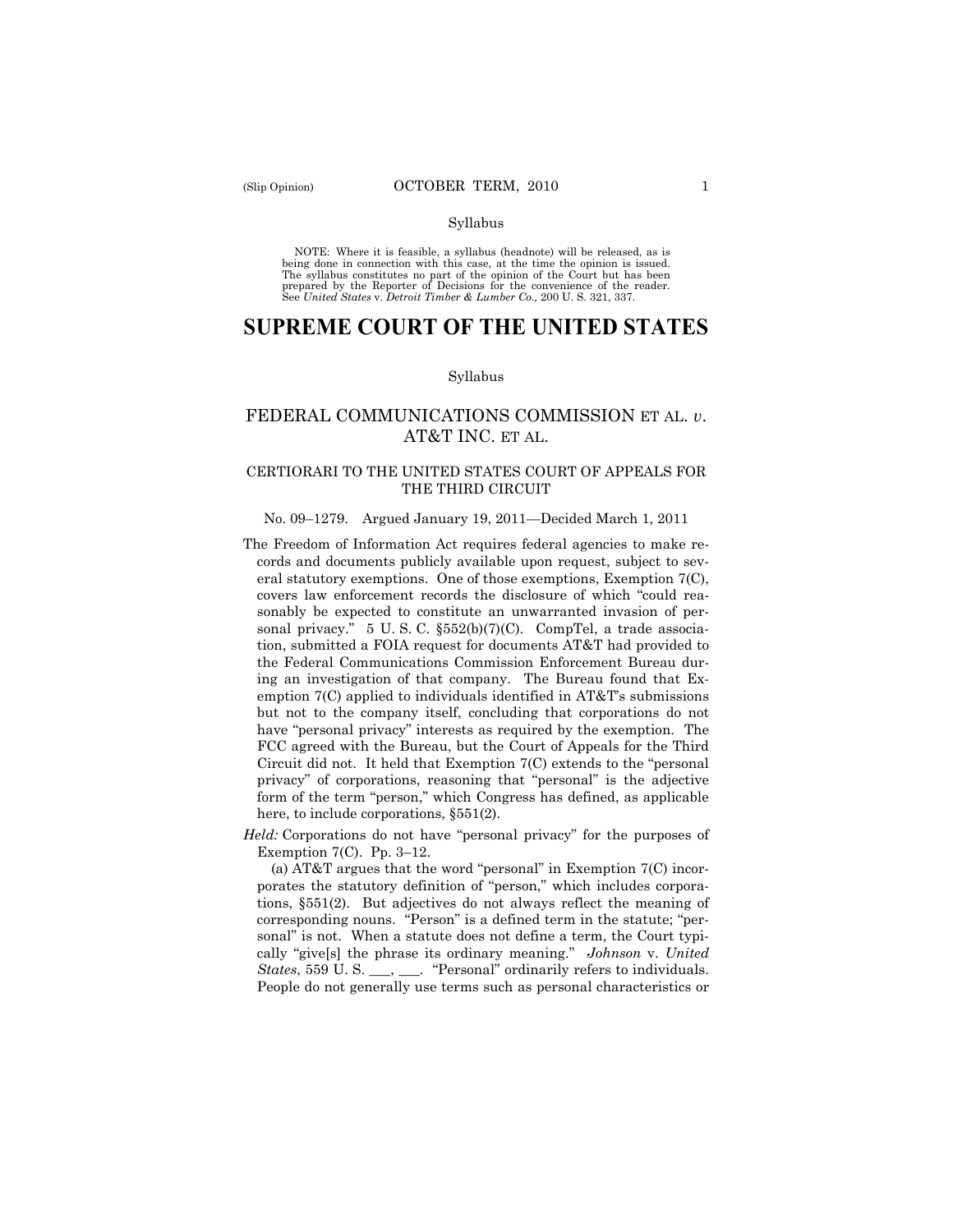(Slip Opinion)

OCTOBER TERM, 2010

Syllabus

NOTE: Where it is feasible, a syllabus (headnote) will be released, as is being done in connection with this case, at the time the opinion is issued. The syllabus constitutes no part of the opinion of the Court but has been prepared by the Reporter of Decisions for the convenience of the reader. See *United States* v. *Detroit Timber & Lumber Co.,* 200 U. S. 321, 337.

# SUPREME COURT OF THE UNITED STATES

Syllabus

## FEDERAL COMMUNICATIONS COMMISSION ET AL. *v.* AT&T INC. ET AL.

### CERTIORARI TO THE UNITED STATES COURT OF APPEALS FOR THE THIRD CIRCUIT

No. 09–1279. Argued January 19, 2011—Decided March 1, 2011

The Freedom of Information Act requires federal agencies to make records and documents publicly available upon request, subject to several statutory exemptions. One of those exemptions, Exemption 7(C), covers law enforcement records the disclosure of which "could reasonably be expected to constitute an unwarranted invasion of personal privacy." 5 U. S. C. §552(b)(7)(C). CompTel, a trade association, submitted a FOIA request for documents AT&T had provided to the Federal Communications Commission Enforcement Bureau during an investigation of that company. The Bureau found that Exemption 7(C) applied to individuals identified in AT&T's submissions but not to the company itself, concluding that corporations do not have "personal privacy" interests as required by the exemption. The FCC agreed with the Bureau, but the Court of Appeals for the Third Circuit did not. It held that Exemption 7(C) extends to the "personal privacy" of corporations, reasoning that "personal" is the adjective form of the term "person," which Congress has defined, as applicable here, to include corporations, §551(2).

*Held:* Corporations do not have "personal privacy" for the purposes of Exemption 7(C). Pp. 3–12.

(a) AT&T argues that the word "personal" in Exemption 7(C) incorporates the statutory definition of "person," which includes corporations, §551(2). But adjectives do not always reflect the meaning of corresponding nouns. "Person" is a defined term in the statute; "personal" is not. When a statute does not define a term, the Court typically "give[s] the phrase its ordinary meaning." *Johnson* v. *United States*, 559 U. S. ___, ___. "Personal" ordinarily refers to individuals. People do not generally use terms such as personal characteristics or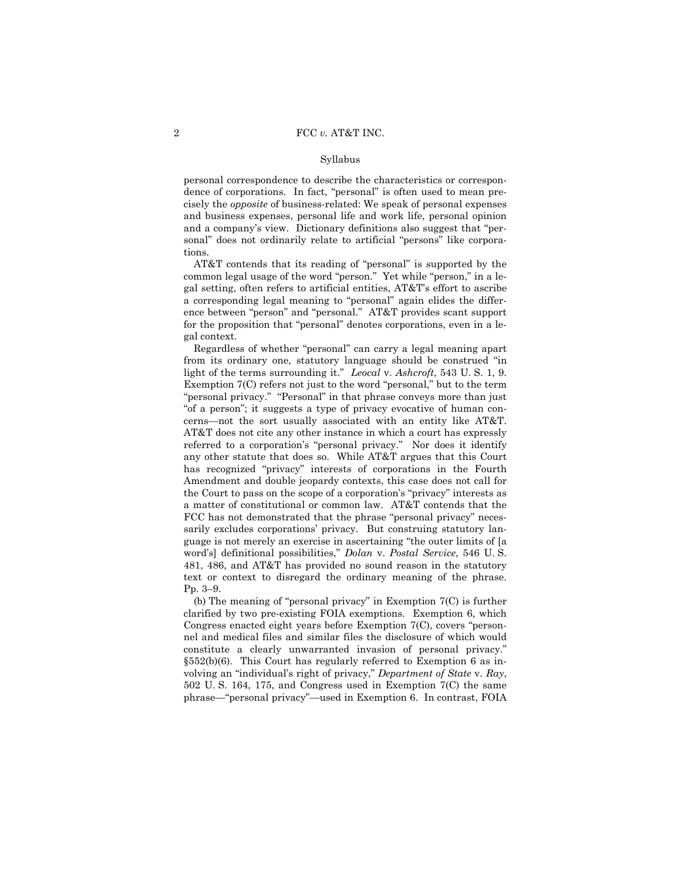personal correspondence to describe the characteristics or correspondence of corporations. In fact, "personal" is often used to mean precisely the *opposite* of business-related: We speak of personal expenses and business expenses, personal life and work life, personal opinion and a company's view. Dictionary definitions also suggest that "personal" does not ordinarily relate to artificial "persons" like corporations.

AT&T contends that its reading of "personal" is supported by the common legal usage of the word "person." Yet while "person," in a legal setting, often refers to artificial entities, AT&T's effort to ascribe a corresponding legal meaning to "personal" again elides the difference between "person" and "personal." AT&T provides scant support for the proposition that "personal" denotes corporations, even in a legal context.

Regardless of whether "personal" can carry a legal meaning apart from its ordinary one, statutory language should be construed "in light of the terms surrounding it." *Leocal* v. *Ashcroft*, 543 U. S. 1, 9. Exemption 7(C) refers not just to the word "personal," but to the term "personal privacy." "Personal" in that phrase conveys more than just "of a person"; it suggests a type of privacy evocative of human concerns—not the sort usually associated with an entity like AT&T. AT&T does not cite any other instance in which a court has expressly referred to a corporation's "personal privacy." Nor does it identify any other statute that does so. While AT&T argues that this Court has recognized "privacy" interests of corporations in the Fourth Amendment and double jeopardy contexts, this case does not call for the Court to pass on the scope of a corporation's "privacy" interests as a matter of constitutional or common law. AT&T contends that the FCC has not demonstrated that the phrase "personal privacy" necessarily excludes corporations' privacy. But construing statutory language is not merely an exercise in ascertaining "the outer limits of [a word's] definitional possibilities," *Dolan* v. *Postal Service*, 546 U. S. 481, 486, and AT&T has provided no sound reason in the statutory text or context to disregard the ordinary meaning of the phrase. Pp. 3–9.

(b) The meaning of "personal privacy" in Exemption 7(C) is further clarified by two pre-existing FOIA exemptions. Exemption 6, which Congress enacted eight years before Exemption 7(C), covers "personnel and medical files and similar files the disclosure of which would constitute a clearly unwarranted invasion of personal privacy." §552(b)(6). This Court has regularly referred to Exemption 6 as involving an "individual's right of privacy," *Department of State* v. *Ray*, 502 U. S. 164, 175, and Congress used in Exemption 7(C) the same phrase—"personal privacy"—used in Exemption 6. In contrast, FOIA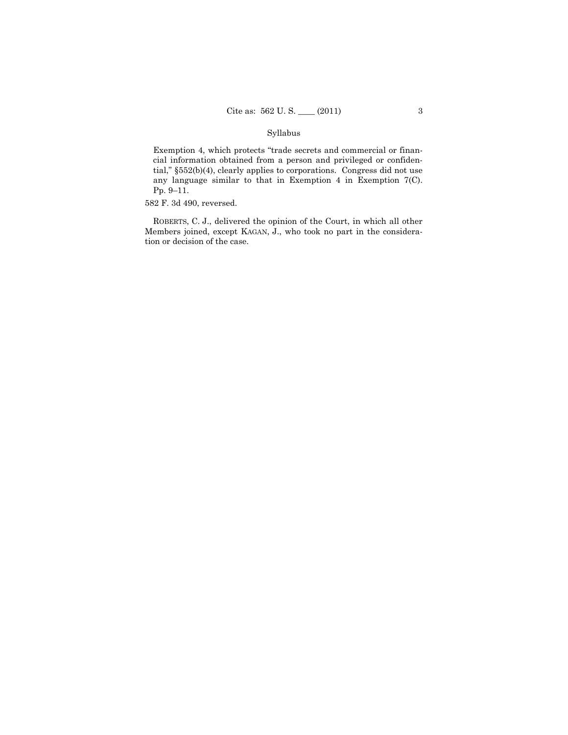Syllabus

Exemption 4, which protects "trade secrets and commercial or financial information obtained from a person and privileged or confidential," §552(b)(4), clearly applies to corporations. Congress did not use any language similar to that in Exemption 4 in Exemption 7(C). Pp. 9–11.

582 F. 3d 490, reversed.

ROBERTS, C. J., delivered the opinion of the Court, in which all other Members joined, except KAGAN, J., who took no part in the consideration or decision of the case.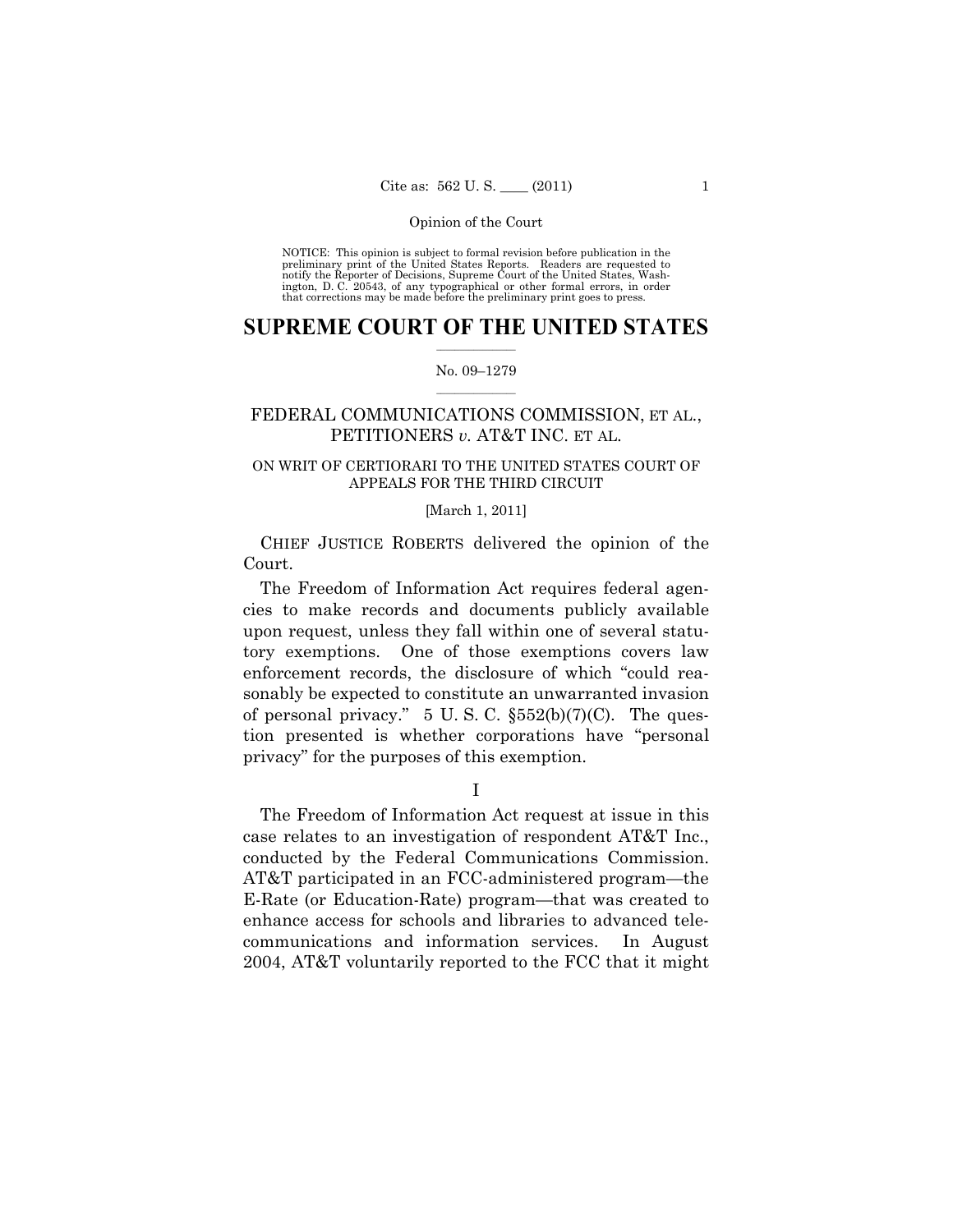Opinion of the Court

NOTICE: This opinion is subject to formal revision before publication in the preliminary print of the United States Reports. Readers are requested to notify the Reporter of Decisions, Supreme Court of the United States, Washington, D. C. 20543, of any typographical or other formal errors, in order that corrections may be made before the preliminary print goes to press.

# SUPREME COURT OF THE UNITED STATES

No. 09–1279

## FEDERAL COMMUNICATIONS COMMISSION, ET AL., PETITIONERS *v.* AT&T INC. ET AL.

ON WRIT OF CERTIORARI TO THE UNITED STATES COURT OF APPEALS FOR THE THIRD CIRCUIT

[March 1, 2011]

CHIEF JUSTICE ROBERTS delivered the opinion of the Court.

The Freedom of Information Act requires federal agencies to make records and documents publicly available upon request, unless they fall within one of several statutory exemptions. One of those exemptions covers law enforcement records, the disclosure of which "could reasonably be expected to constitute an unwarranted invasion of personal privacy." 5 U. S. C. §552(b)(7)(C). The question presented is whether corporations have "personal privacy" for the purposes of this exemption.

I

The Freedom of Information Act request at issue in this case relates to an investigation of respondent AT&T Inc., conducted by the Federal Communications Commission. AT&T participated in an FCC-administered program—the E-Rate (or Education-Rate) program—that was created to enhance access for schools and libraries to advanced telecommunications and information services. In August 2004, AT&T voluntarily reported to the FCC that it might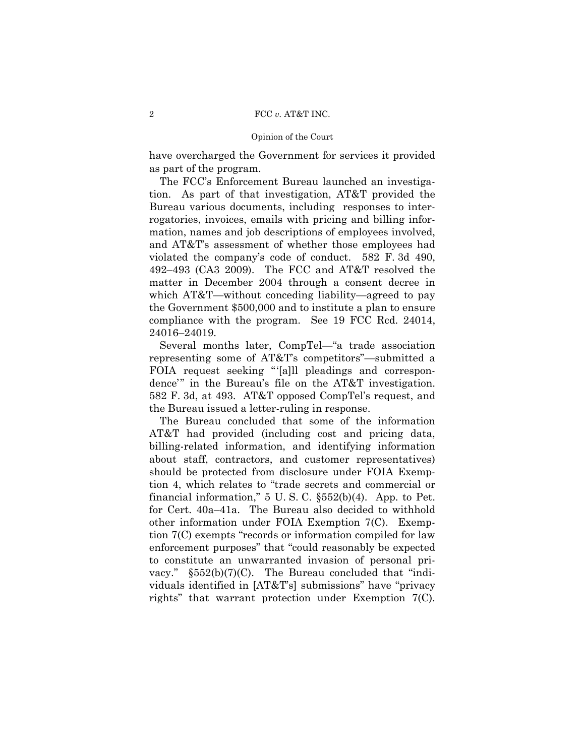have overcharged the Government for services it provided as part of the program.

The FCC's Enforcement Bureau launched an investigation. As part of that investigation, AT&T provided the Bureau various documents, including responses to interrogatories, invoices, emails with pricing and billing information, names and job descriptions of employees involved, and AT&T's assessment of whether those employees had violated the company's code of conduct. 582 F. 3d 490, 492–493 (CA3 2009). The FCC and AT&T resolved the matter in December 2004 through a consent decree in which AT&T—without conceding liability—agreed to pay the Government $500,000 and to institute a plan to ensure compliance with the program. See 19 FCC Rcd. 24014, 24016–24019.

Several months later, CompTel—"a trade association representing some of AT&T's competitors"—submitted a FOIA request seeking "'[a]ll pleadings and correspondence'" in the Bureau's file on the AT&T investigation. 582 F. 3d, at 493. AT&T opposed CompTel's request, and the Bureau issued a letter-ruling in response.

The Bureau concluded that some of the information AT&T had provided (including cost and pricing data, billing-related information, and identifying information about staff, contractors, and customer representatives) should be protected from disclosure under FOIA Exemption 4, which relates to "trade secrets and commercial or financial information," 5 U. S. C. §552(b)(4). App. to Pet. for Cert. 40a–41a. The Bureau also decided to withhold other information under FOIA Exemption 7(C). Exemption 7(C) exempts "records or information compiled for law enforcement purposes" that "could reasonably be expected to constitute an unwarranted invasion of personal privacy." §552(b)(7)(C). The Bureau concluded that "individuals identified in [AT&T's] submissions" have "privacy rights" that warrant protection under Exemption 7(C).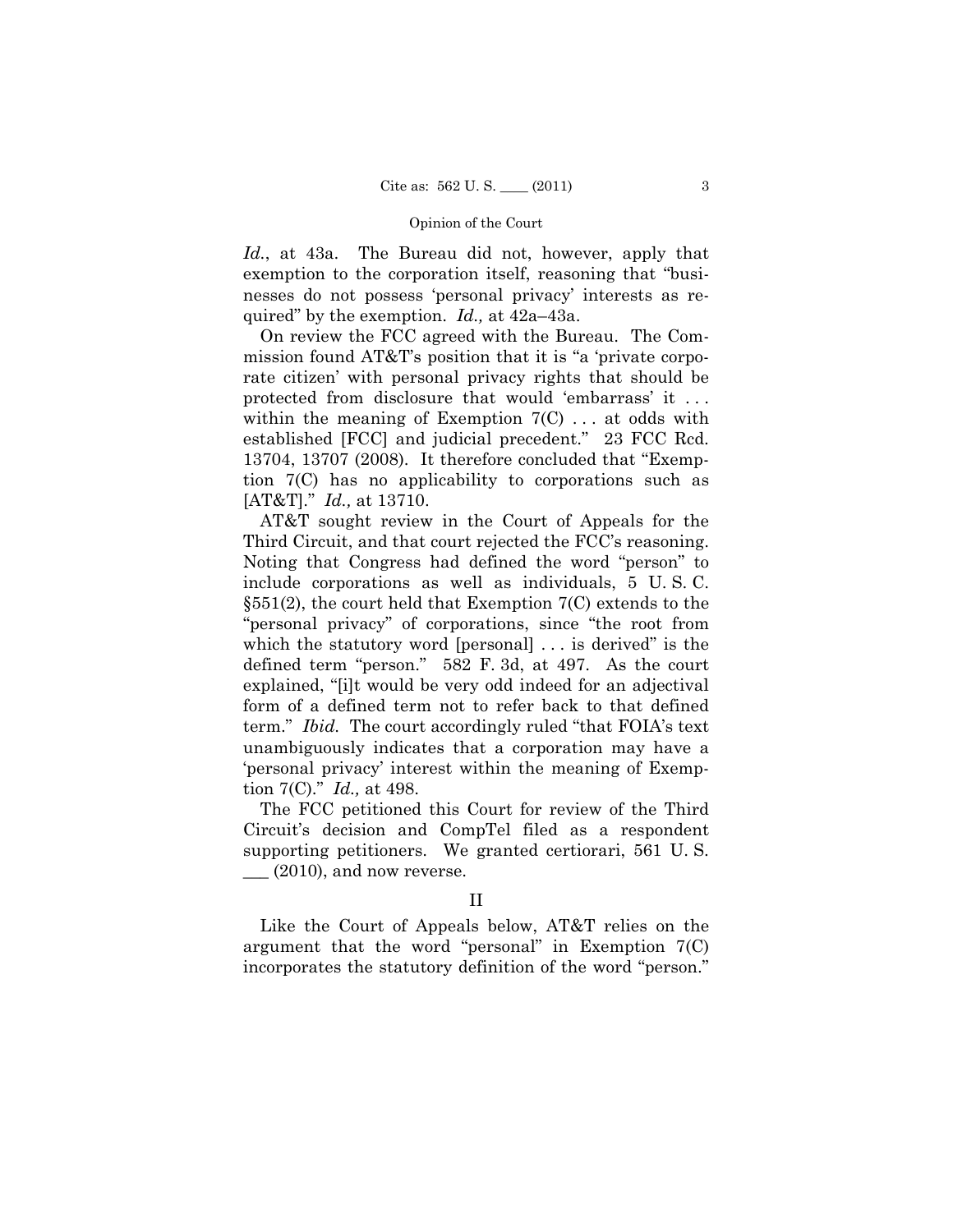*Id.*, at 43a. The Bureau did not, however, apply that exemption to the corporation itself, reasoning that "businesses do not possess 'personal privacy' interests as required" by the exemption. *Id.,* at 42a–43a.

On review the FCC agreed with the Bureau. The Commission found AT&T's position that it is "a 'private corporate citizen' with personal privacy rights that should be protected from disclosure that would 'embarrass' it . . . within the meaning of Exemption 7(C) . . . at odds with established [FCC] and judicial precedent." 23 FCC Rcd. 13704, 13707 (2008). It therefore concluded that "Exemption 7(C) has no applicability to corporations such as [AT&T]." *Id.,* at 13710.

AT&T sought review in the Court of Appeals for the Third Circuit, and that court rejected the FCC's reasoning. Noting that Congress had defined the word "person" to include corporations as well as individuals, 5 U. S. C. §551(2), the court held that Exemption 7(C) extends to the "personal privacy" of corporations, since "the root from which the statutory word [personal] . . . is derived" is the defined term "person." 582 F. 3d, at 497. As the court explained, "[i]t would be very odd indeed for an adjectival form of a defined term not to refer back to that defined term." *Ibid.* The court accordingly ruled "that FOIA's text unambiguously indicates that a corporation may have a 'personal privacy' interest within the meaning of Exemption 7(C)." *Id.,* at 498.

The FCC petitioned this Court for review of the Third Circuit's decision and CompTel filed as a respondent supporting petitioners. We granted certiorari, 561 U. S. ___ (2010), and now reverse.

## II

Like the Court of Appeals below, AT&T relies on the argument that the word "personal" in Exemption 7(C) incorporates the statutory definition of the word "person."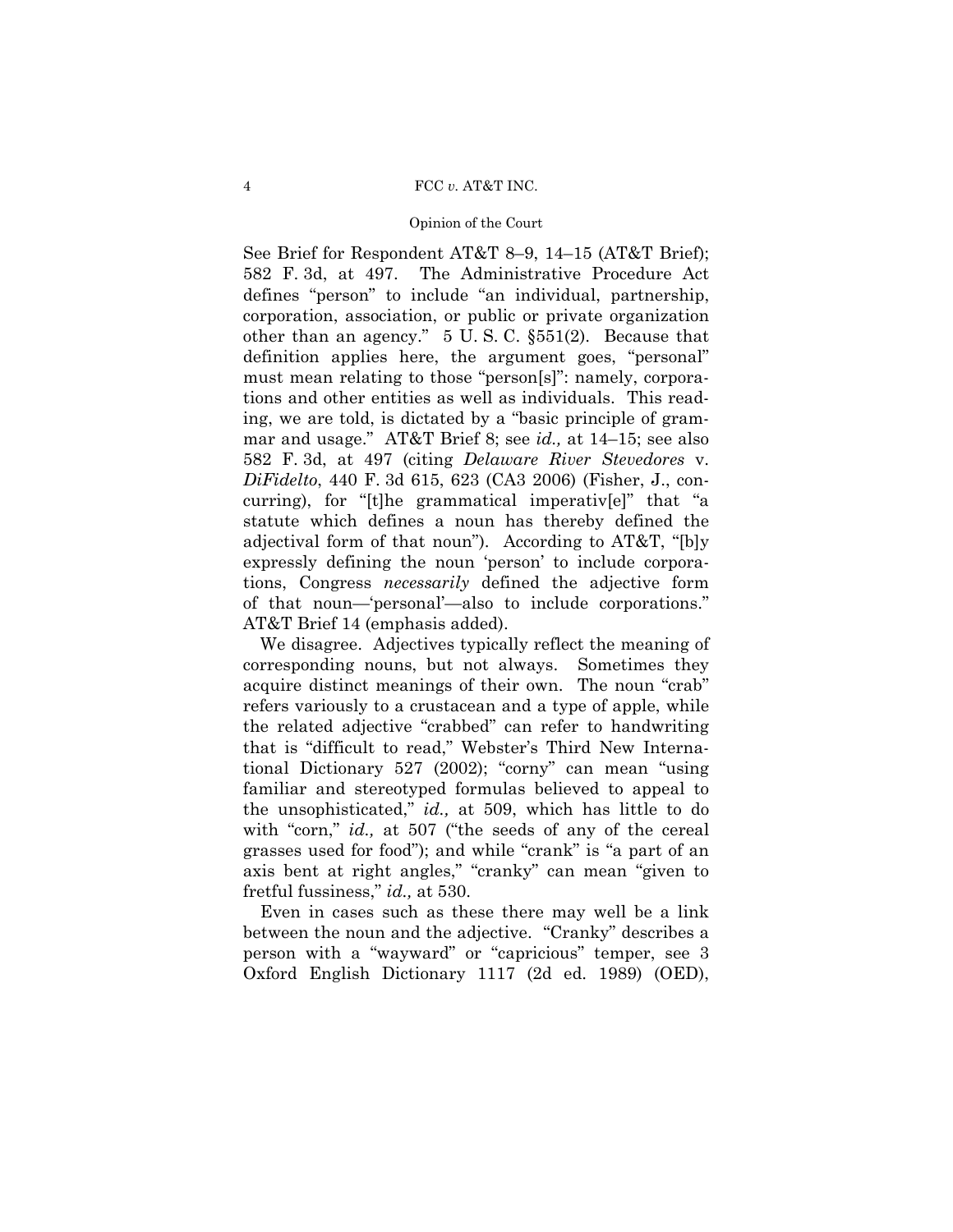See Brief for Respondent AT&T 8–9, 14–15 (AT&T Brief); 582 F. 3d, at 497. The Administrative Procedure Act defines "person" to include "an individual, partnership, corporation, association, or public or private organization other than an agency." 5 U. S. C. §551(2). Because that definition applies here, the argument goes, "personal" must mean relating to those "person[s]": namely, corporations and other entities as well as individuals. This reading, we are told, is dictated by a "basic principle of grammar and usage." AT&T Brief 8; see *id.,* at 14–15; see also 582 F. 3d, at 497 (citing *Delaware River Stevedores* v. *DiFidelto*, 440 F. 3d 615, 623 (CA3 2006) (Fisher, J., concurring), for "[t]he grammatical imperativ[e]" that "a statute which defines a noun has thereby defined the adjectival form of that noun"). According to AT&T, "[b]y expressly defining the noun 'person' to include corporations, Congress *necessarily* defined the adjective form of that noun—'personal'—also to include corporations." AT&T Brief 14 (emphasis added).

We disagree. Adjectives typically reflect the meaning of corresponding nouns, but not always. Sometimes they acquire distinct meanings of their own. The noun "crab" refers variously to a crustacean and a type of apple, while the related adjective "crabbed" can refer to handwriting that is "difficult to read," Webster's Third New International Dictionary 527 (2002); "corny" can mean "using familiar and stereotyped formulas believed to appeal to the unsophisticated," *id.,* at 509, which has little to do with "corn," *id.,* at 507 ("the seeds of any of the cereal grasses used for food"); and while "crank" is "a part of an axis bent at right angles," "cranky" can mean "given to fretful fussiness," *id.,* at 530.

Even in cases such as these there may well be a link between the noun and the adjective. "Cranky" describes a person with a "wayward" or "capricious" temper, see 3 Oxford English Dictionary 1117 (2d ed. 1989) (OED),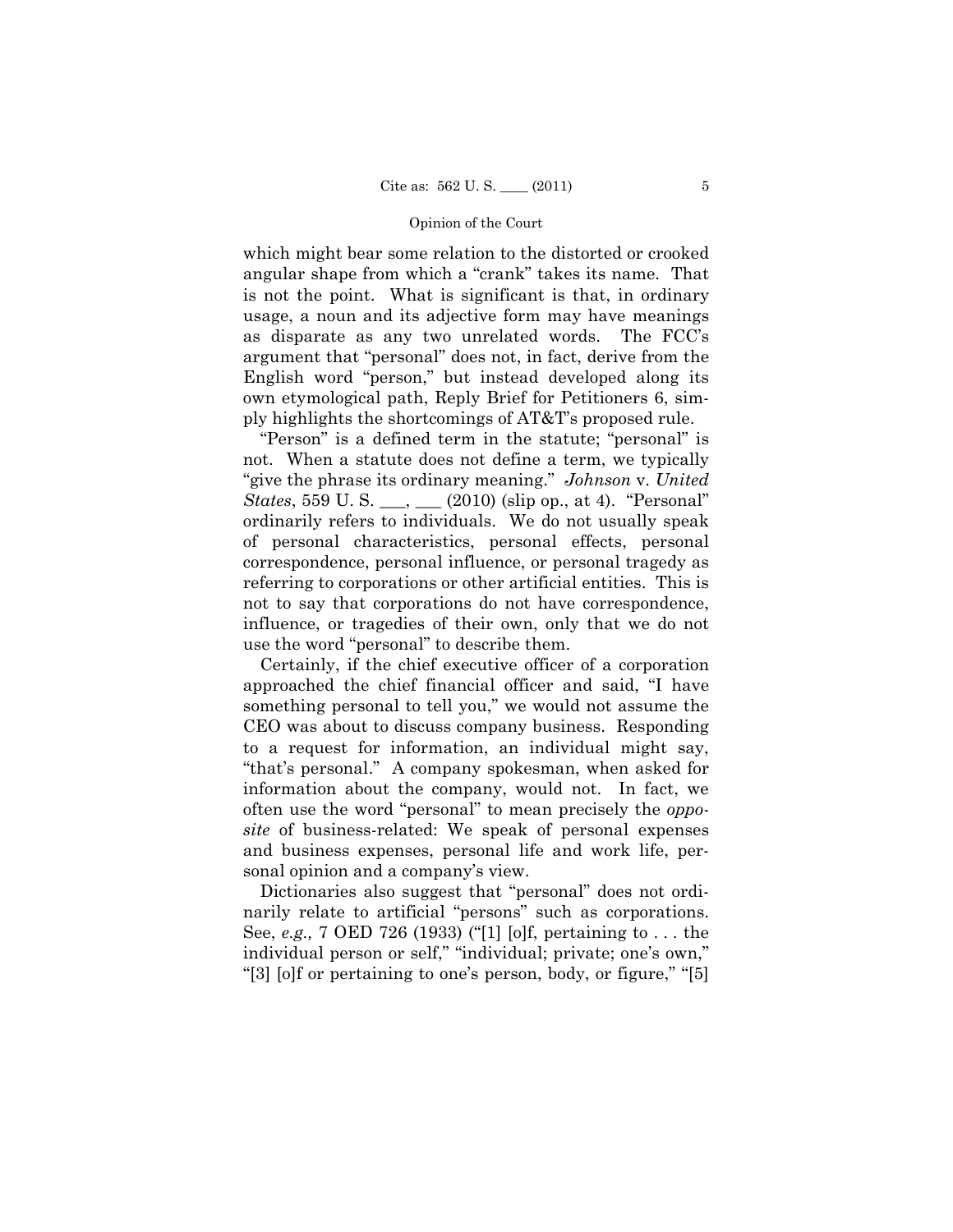which might bear some relation to the distorted or crooked angular shape from which a "crank" takes its name. That is not the point. What is significant is that, in ordinary usage, a noun and its adjective form may have meanings as disparate as any two unrelated words. The FCC's argument that "personal" does not, in fact, derive from the English word "person," but instead developed along its own etymological path, Reply Brief for Petitioners 6, simply highlights the shortcomings of AT&T's proposed rule.

"Person" is a defined term in the statute; "personal" is not. When a statute does not define a term, we typically "give the phrase its ordinary meaning." *Johnson* v. *United States*, 559 U. S. ___, ___ (2010) (slip op., at 4). "Personal" ordinarily refers to individuals. We do not usually speak of personal characteristics, personal effects, personal correspondence, personal influence, or personal tragedy as referring to corporations or other artificial entities. This is not to say that corporations do not have correspondence, influence, or tragedies of their own, only that we do not use the word "personal" to describe them.

Certainly, if the chief executive officer of a corporation approached the chief financial officer and said, "I have something personal to tell you," we would not assume the CEO was about to discuss company business. Responding to a request for information, an individual might say, "that's personal." A company spokesman, when asked for information about the company, would not. In fact, we often use the word "personal" to mean precisely the *opposite* of business-related: We speak of personal expenses and business expenses, personal life and work life, personal opinion and a company's view.

Dictionaries also suggest that "personal" does not ordinarily relate to artificial "persons" such as corporations. See, *e.g.,* 7 OED 726 (1933) ("[1] [o]f, pertaining to . . . the individual person or self," "individual; private; one's own," "[3] [o]f or pertaining to one's person, body, or figure," "[5]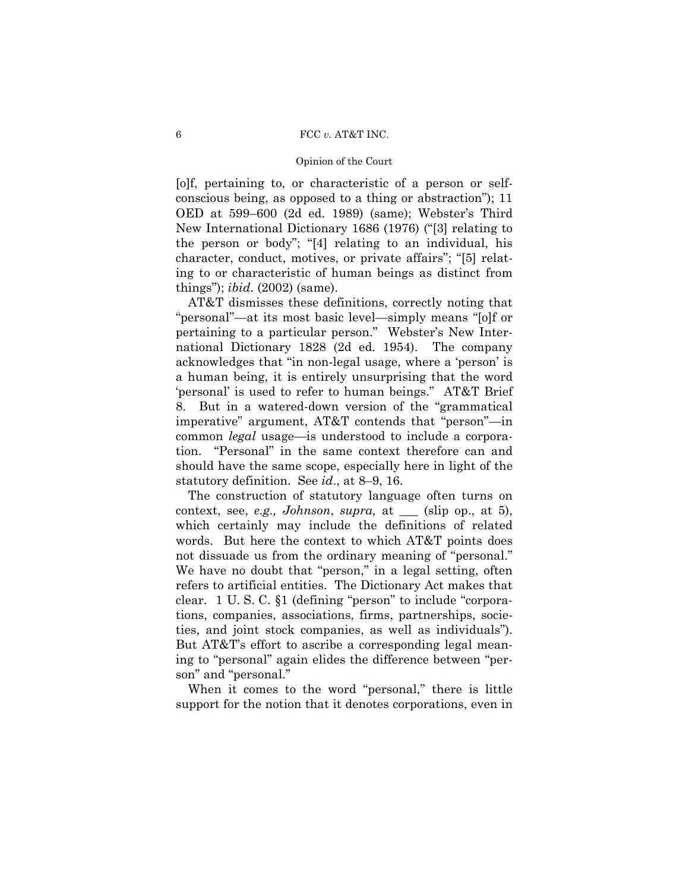[o]f, pertaining to, or characteristic of a person or self-conscious being, as opposed to a thing or abstraction"); 11 OED at 599–600 (2d ed. 1989) (same); Webster's Third New International Dictionary 1686 (1976) ("[3] relating to the person or body"; "[4] relating to an individual, his character, conduct, motives, or private affairs"; "[5] relating to or characteristic of human beings as distinct from things"); *ibid*. (2002) (same).

AT&T dismisses these definitions, correctly noting that "personal"—at its most basic level—simply means "[o]f or pertaining to a particular person." Webster's New International Dictionary 1828 (2d ed. 1954). The company acknowledges that "in non-legal usage, where a 'person' is a human being, it is entirely unsurprising that the word 'personal' is used to refer to human beings." AT&T Brief 8. But in a watered-down version of the "grammatical imperative" argument, AT&T contends that "person"—in common *legal* usage—is understood to include a corporation. "Personal" in the same context therefore can and should have the same scope, especially here in light of the statutory definition. See *id*., at 8–9, 16.

The construction of statutory language often turns on context, see, *e.g., Johnson*, *supra,* at ___ (slip op., at 5), which certainly may include the definitions of related words. But here the context to which AT&T points does not dissuade us from the ordinary meaning of "personal." We have no doubt that "person," in a legal setting, often refers to artificial entities. The Dictionary Act makes that clear. 1 U. S. C. §1 (defining "person" to include "corporations, companies, associations, firms, partnerships, societies, and joint stock companies, as well as individuals"). But AT&T's effort to ascribe a corresponding legal meaning to "personal" again elides the difference between "person" and "personal."

When it comes to the word "personal," there is little support for the notion that it denotes corporations, even in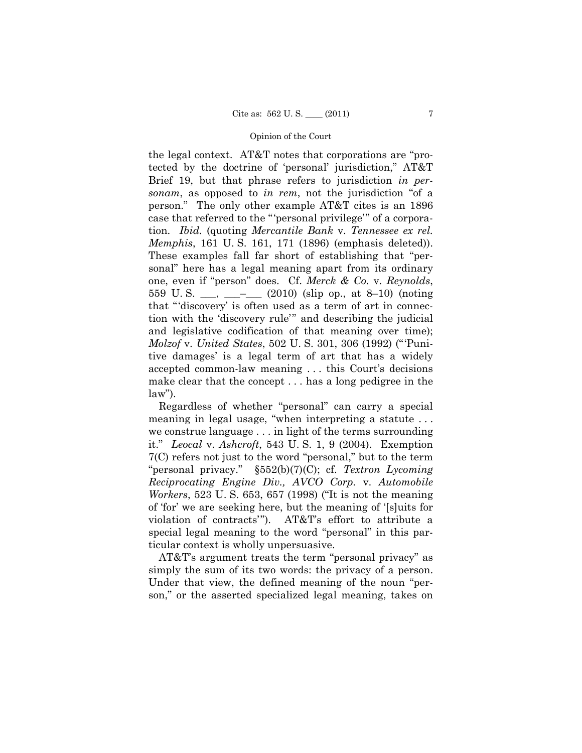the legal context. AT&T notes that corporations are "protected by the doctrine of 'personal' jurisdiction," AT&T Brief 19, but that phrase refers to jurisdiction *in personam*, as opposed to *in rem*, not the jurisdiction "of a person." The only other example AT&T cites is an 1896 case that referred to the "'personal privilege'" of a corporation. *Ibid.* (quoting *Mercantile Bank* v. *Tennessee ex rel. Memphis*, 161 U. S. 161, 171 (1896) (emphasis deleted)). These examples fall far short of establishing that "personal" here has a legal meaning apart from its ordinary one, even if "person" does. Cf. *Merck & Co.* v. *Reynolds*, 559 U. S. \_\_\_, \_\_\_–\_\_\_ (2010) (slip op., at 8–10) (noting that "'discovery' is often used as a term of art in connection with the 'discovery rule'" and describing the judicial and legislative codification of that meaning over time); *Molzof* v. *United States*, 502 U. S. 301, 306 (1992) ("'Punitive damages' is a legal term of art that has a widely accepted common-law meaning . . . this Court's decisions make clear that the concept . . . has a long pedigree in the law").

Regardless of whether "personal" can carry a special meaning in legal usage, "when interpreting a statute . . . we construe language . . . in light of the terms surrounding it." *Leocal* v. *Ashcroft*, 543 U. S. 1, 9 (2004). Exemption 7(C) refers not just to the word "personal," but to the term "personal privacy." §552(b)(7)(C); cf. *Textron Lycoming Reciprocating Engine Div., AVCO Corp.* v. *Automobile Workers*, 523 U. S. 653, 657 (1998) ("It is not the meaning of 'for' we are seeking here, but the meaning of '[s]uits for violation of contracts'"). AT&T's effort to attribute a special legal meaning to the word "personal" in this particular context is wholly unpersuasive.

AT&T's argument treats the term "personal privacy" as simply the sum of its two words: the privacy of a person. Under that view, the defined meaning of the noun "person," or the asserted specialized legal meaning, takes on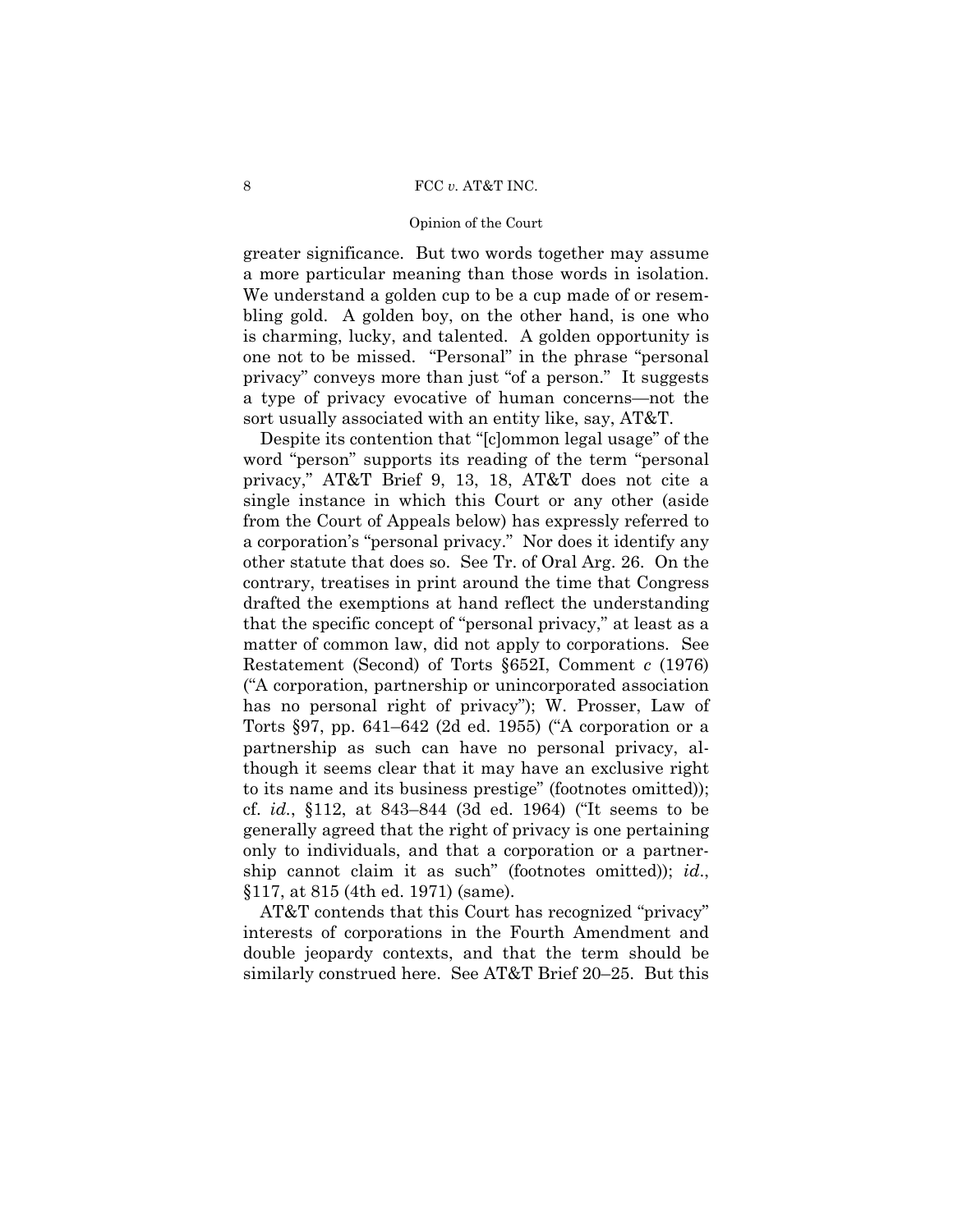greater significance. But two words together may assume a more particular meaning than those words in isolation. We understand a golden cup to be a cup made of or resembling gold. A golden boy, on the other hand, is one who is charming, lucky, and talented. A golden opportunity is one not to be missed. "Personal" in the phrase "personal privacy" conveys more than just "of a person." It suggests a type of privacy evocative of human concerns—not the sort usually associated with an entity like, say, AT&T.

Despite its contention that "[c]ommon legal usage" of the word "person" supports its reading of the term "personal privacy," AT&T Brief 9, 13, 18, AT&T does not cite a single instance in which this Court or any other (aside from the Court of Appeals below) has expressly referred to a corporation's "personal privacy." Nor does it identify any other statute that does so. See Tr. of Oral Arg. 26. On the contrary, treatises in print around the time that Congress drafted the exemptions at hand reflect the understanding that the specific concept of "personal privacy," at least as a matter of common law, did not apply to corporations. See Restatement (Second) of Torts §652I, Comment *c* (1976) ("A corporation, partnership or unincorporated association has no personal right of privacy"); W. Prosser, Law of Torts §97, pp. 641–642 (2d ed. 1955) ("A corporation or a partnership as such can have no personal privacy, although it seems clear that it may have an exclusive right to its name and its business prestige" (footnotes omitted)); cf. *id.*, §112, at 843–844 (3d ed. 1964) ("It seems to be generally agreed that the right of privacy is one pertaining only to individuals, and that a corporation or a partnership cannot claim it as such" (footnotes omitted)); *id.*, §117, at 815 (4th ed. 1971) (same).

AT&T contends that this Court has recognized "privacy" interests of corporations in the Fourth Amendment and double jeopardy contexts, and that the term should be similarly construed here. See AT&T Brief 20–25. But this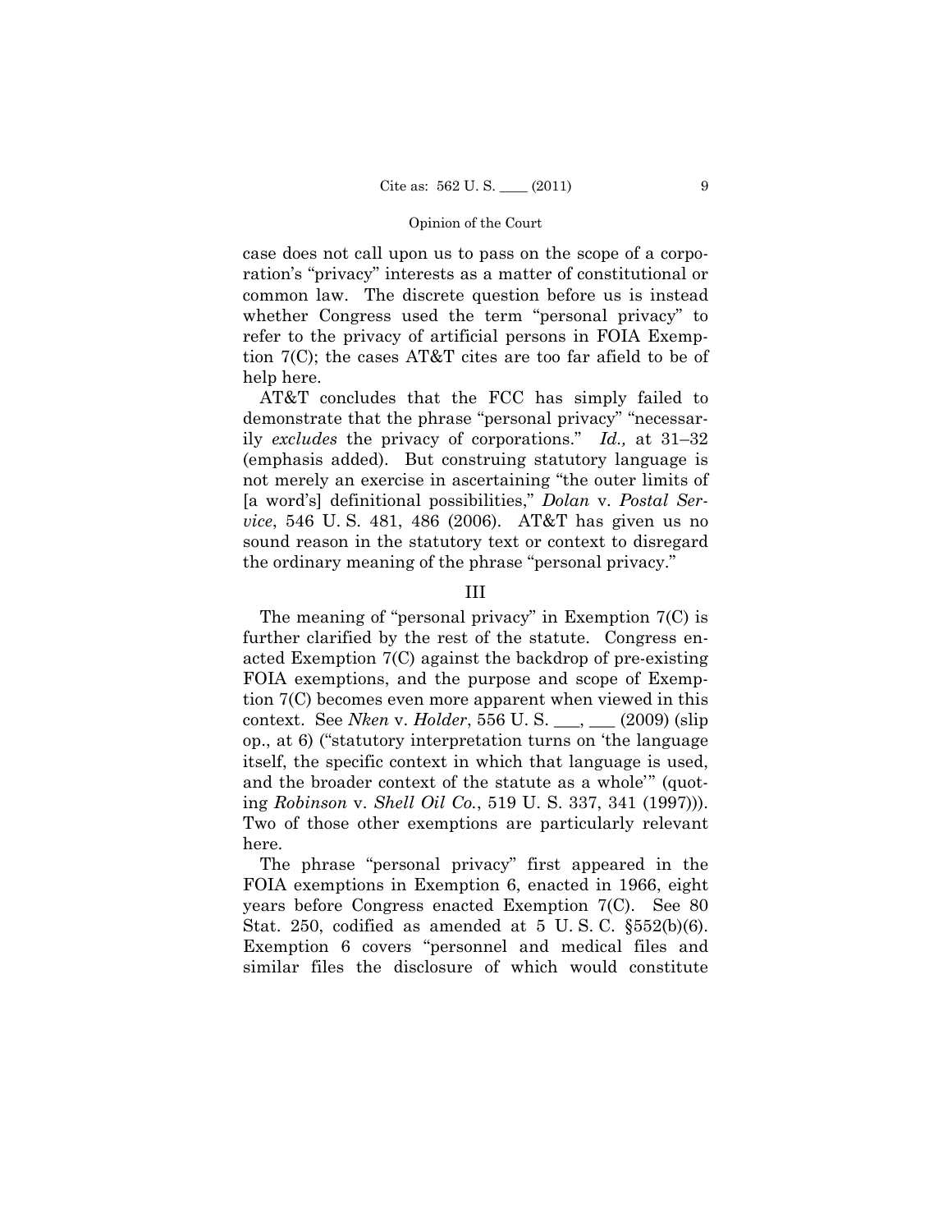case does not call upon us to pass on the scope of a corporation's "privacy" interests as a matter of constitutional or common law. The discrete question before us is instead whether Congress used the term "personal privacy" to refer to the privacy of artificial persons in FOIA Exemption 7(C); the cases AT&T cites are too far afield to be of help here.

AT&T concludes that the FCC has simply failed to demonstrate that the phrase "personal privacy" "necessarily *excludes* the privacy of corporations." *Id.,* at 31–32 (emphasis added). But construing statutory language is not merely an exercise in ascertaining "the outer limits of [a word's] definitional possibilities," *Dolan* v. *Postal Service*, 546 U. S. 481, 486 (2006). AT&T has given us no sound reason in the statutory text or context to disregard the ordinary meaning of the phrase "personal privacy."

## III

The meaning of "personal privacy" in Exemption 7(C) is further clarified by the rest of the statute. Congress enacted Exemption 7(C) against the backdrop of pre-existing FOIA exemptions, and the purpose and scope of Exemption 7(C) becomes even more apparent when viewed in this context. See *Nken* v. *Holder*, 556 U. S. ___, ___ (2009) (slip op., at 6) ("statutory interpretation turns on 'the language itself, the specific context in which that language is used, and the broader context of the statute as a whole'" (quoting *Robinson* v. *Shell Oil Co.*, 519 U. S. 337, 341 (1997))). Two of those other exemptions are particularly relevant here.

The phrase "personal privacy" first appeared in the FOIA exemptions in Exemption 6, enacted in 1966, eight years before Congress enacted Exemption 7(C). See 80 Stat. 250, codified as amended at 5 U. S. C. §552(b)(6). Exemption 6 covers "personnel and medical files and similar files the disclosure of which would constitute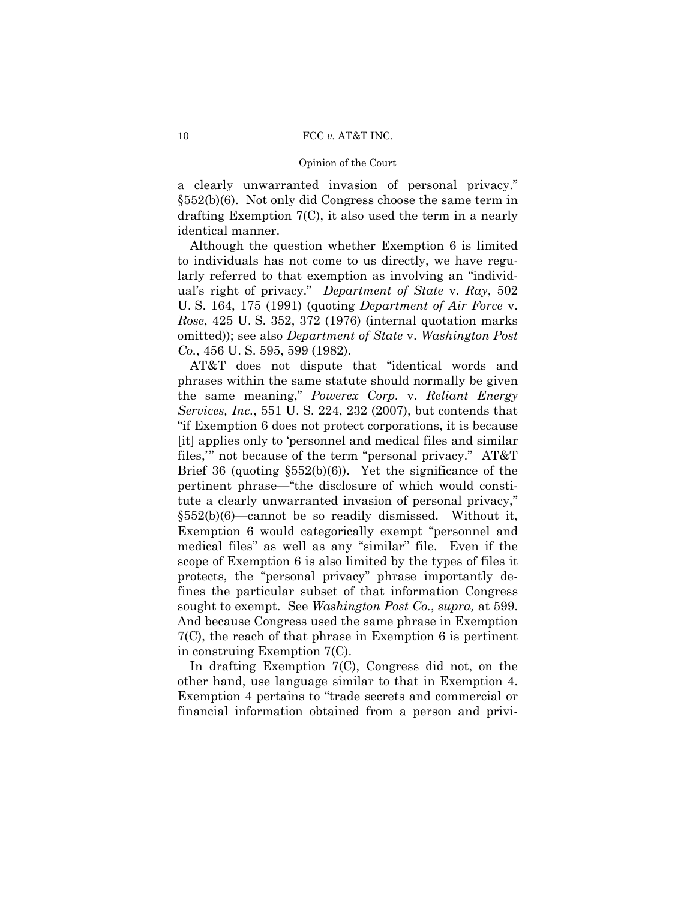a clearly unwarranted invasion of personal privacy." §552(b)(6). Not only did Congress choose the same term in drafting Exemption 7(C), it also used the term in a nearly identical manner.

Although the question whether Exemption 6 is limited to individuals has not come to us directly, we have regularly referred to that exemption as involving an "individual's right of privacy." *Department of State* v. *Ray*, 502 U. S. 164, 175 (1991) (quoting *Department of Air Force* v. *Rose*, 425 U. S. 352, 372 (1976) (internal quotation marks omitted)); see also *Department of State* v. *Washington Post Co.*, 456 U. S. 595, 599 (1982).

AT&T does not dispute that "identical words and phrases within the same statute should normally be given the same meaning," *Powerex Corp.* v. *Reliant Energy Services, Inc.*, 551 U. S. 224, 232 (2007), but contends that "if Exemption 6 does not protect corporations, it is because [it] applies only to 'personnel and medical files and similar files,'" not because of the term "personal privacy." AT&T Brief 36 (quoting §552(b)(6)). Yet the significance of the pertinent phrase—"the disclosure of which would constitute a clearly unwarranted invasion of personal privacy," §552(b)(6)—cannot be so readily dismissed. Without it, Exemption 6 would categorically exempt "personnel and medical files" as well as any "similar" file. Even if the scope of Exemption 6 is also limited by the types of files it protects, the "personal privacy" phrase importantly defines the particular subset of that information Congress sought to exempt. See *Washington Post Co.*, *supra,* at 599. And because Congress used the same phrase in Exemption 7(C), the reach of that phrase in Exemption 6 is pertinent in construing Exemption 7(C).

In drafting Exemption 7(C), Congress did not, on the other hand, use language similar to that in Exemption 4. Exemption 4 pertains to "trade secrets and commercial or financial information obtained from a person and privi-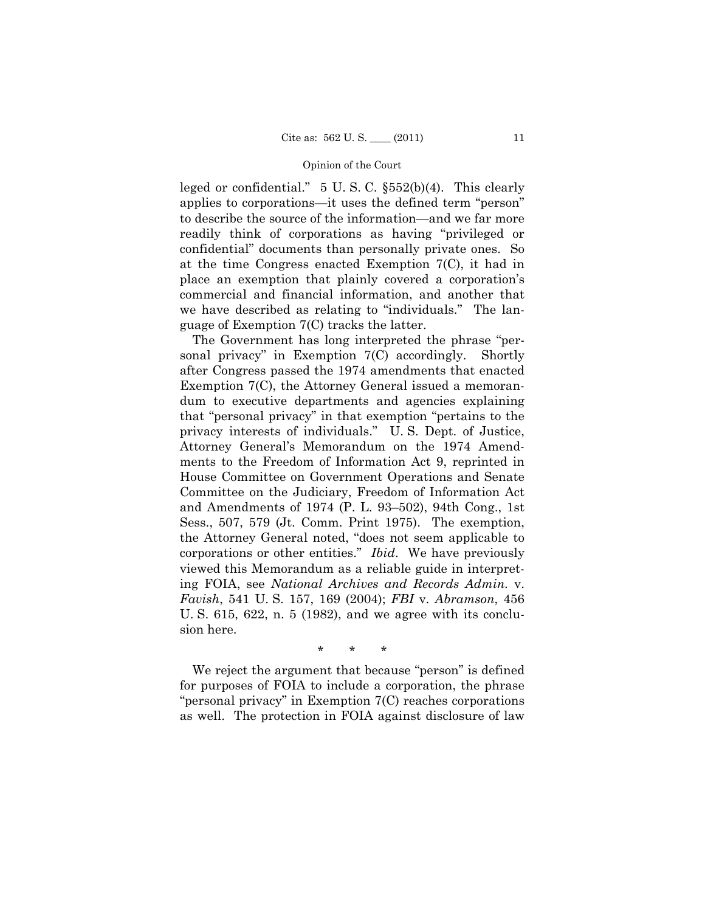leged or confidential." 5 U. S. C. §552(b)(4). This clearly applies to corporations—it uses the defined term "person" to describe the source of the information—and we far more readily think of corporations as having "privileged or confidential" documents than personally private ones. So at the time Congress enacted Exemption 7(C), it had in place an exemption that plainly covered a corporation's commercial and financial information, and another that we have described as relating to "individuals." The language of Exemption 7(C) tracks the latter.

The Government has long interpreted the phrase "personal privacy" in Exemption 7(C) accordingly. Shortly after Congress passed the 1974 amendments that enacted Exemption 7(C), the Attorney General issued a memorandum to executive departments and agencies explaining that "personal privacy" in that exemption "pertains to the privacy interests of individuals." U. S. Dept. of Justice, Attorney General's Memorandum on the 1974 Amendments to the Freedom of Information Act 9, reprinted in House Committee on Government Operations and Senate Committee on the Judiciary, Freedom of Information Act and Amendments of 1974 (P. L. 93–502), 94th Cong., 1st Sess., 507, 579 (Jt. Comm. Print 1975). The exemption, the Attorney General noted, "does not seem applicable to corporations or other entities." *Ibid*. We have previously viewed this Memorandum as a reliable guide in interpreting FOIA, see *National Archives and Records Admin.* v. *Favish*, 541 U. S. 157, 169 (2004); *FBI* v. *Abramson*, 456 U. S. 615, 622, n. 5 (1982), and we agree with its conclusion here.

\* \* \*

We reject the argument that because "person" is defined for purposes of FOIA to include a corporation, the phrase "personal privacy" in Exemption 7(C) reaches corporations as well. The protection in FOIA against disclosure of law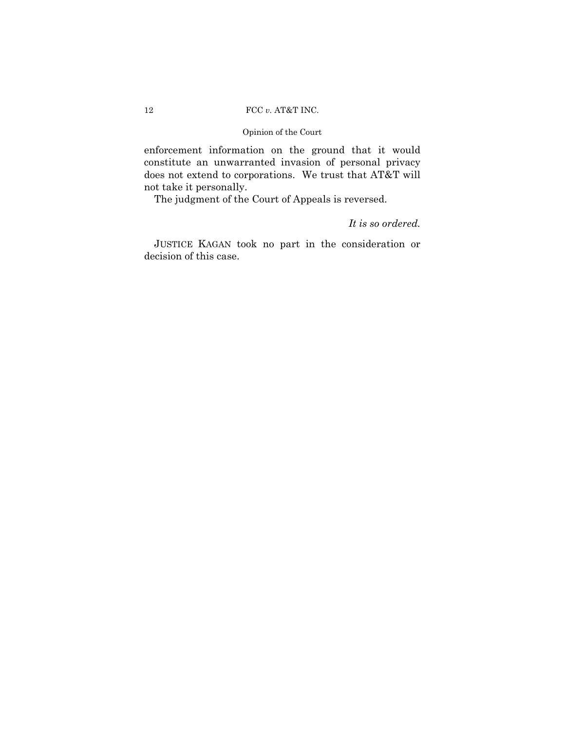enforcement information on the ground that it would constitute an unwarranted invasion of personal privacy does not extend to corporations. We trust that AT&T will not take it personally.

The judgment of the Court of Appeals is reversed.

*It is so ordered.*

JUSTICE KAGAN took no part in the consideration or decision of this case.